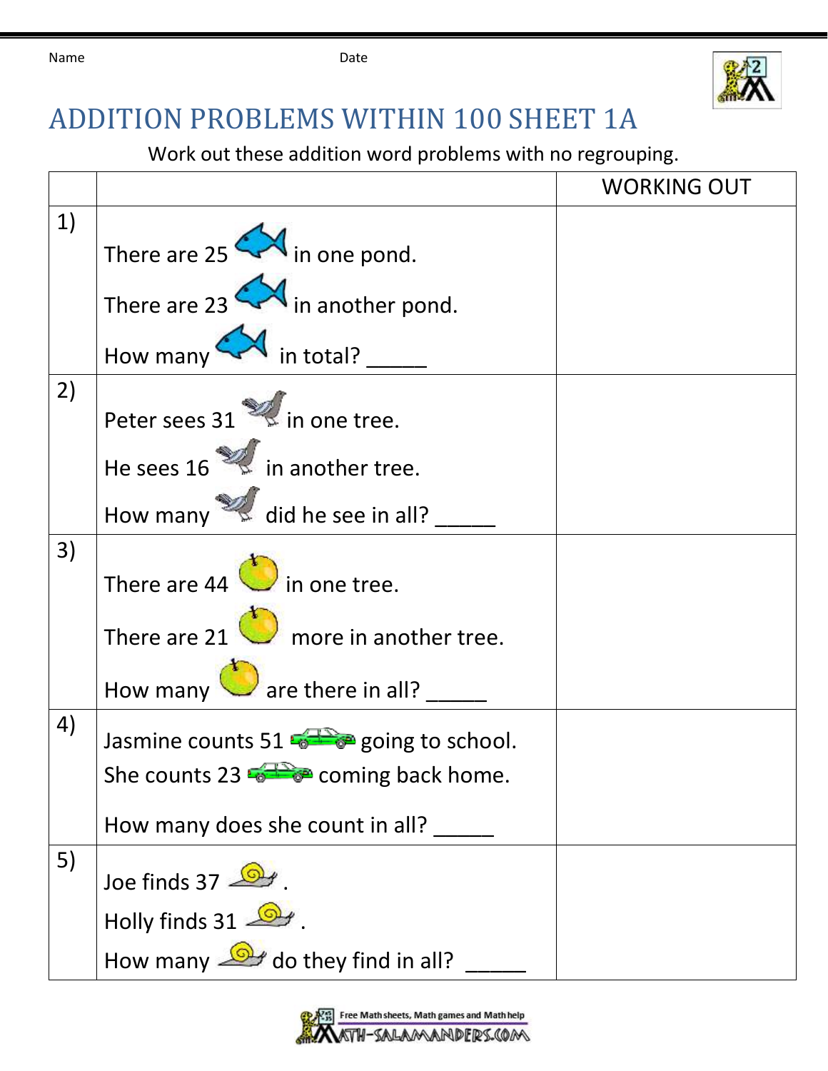Name Date

# ADDITION PROBLEMS WITHIN 100 SHEET 1A

Work out these addition word problems with no regrouping.

| | | WORKING OUT |
|---|---|---|
| 1) | There are 25 in one pond.<br>There are 23 in another pond.<br>How many in total? _____ | |
| 2) | Peter sees 31 in one tree.<br>He sees 16 in another tree.<br>How many did he see in all? _____ | |
| 3) | There are 44 in one tree.<br>There are 21 more in another tree.<br>How many are there in all? _____ | |
| 4) | Jasmine counts 51 going to school.<br>She counts 23 coming back home.<br>How many does she count in all? _____ | |
| 5) | Joe finds 37 .<br>Holly finds 31 .<br>How many do they find in all? _____ | |

Free Math sheets, Math games and Math help
MATH-SALAMANDERS.COM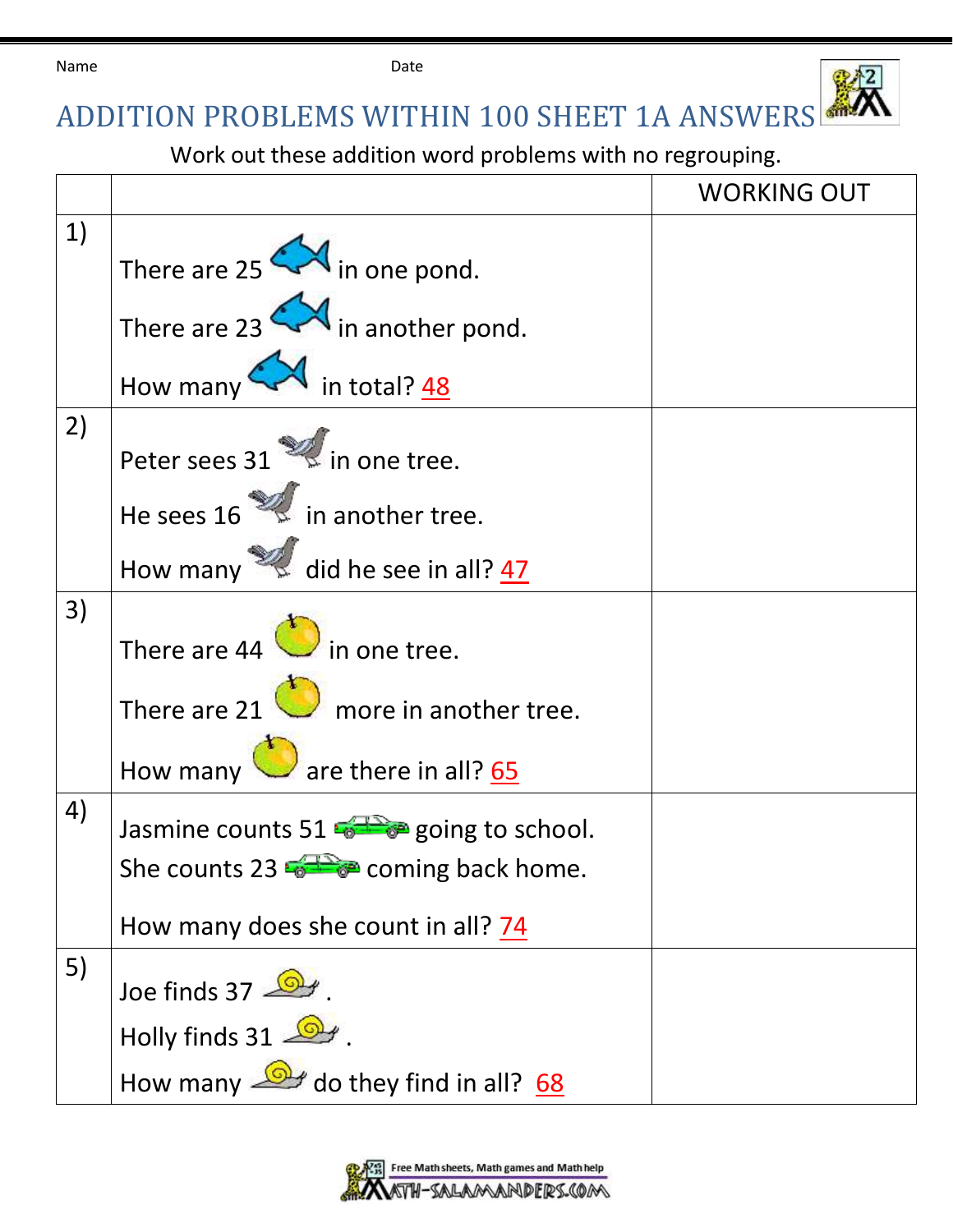Name Date

# ADDITION PROBLEMS WITHIN 100 SHEET 1A ANSWERS

Work out these addition word problems with no regrouping.

| | | WORKING OUT |
|---|---|---|
| 1) | There are 25 in one pond.<br>There are 23 in another pond.<br>How many in total? 48 | |
| 2) | Peter sees 31 in one tree.<br>He sees 16 in another tree.<br>How many did he see in all? 47 | |
| 3) | There are 44 in one tree.<br>There are 21 more in another tree.<br>How many are there in all? 65 | |
| 4) | Jasmine counts 51 going to school.<br>She counts 23 coming back home.<br>How many does she count in all? 74 | |
| 5) | Joe finds 37 .<br>Holly finds 31 .<br>How many do they find in all? 68 | |